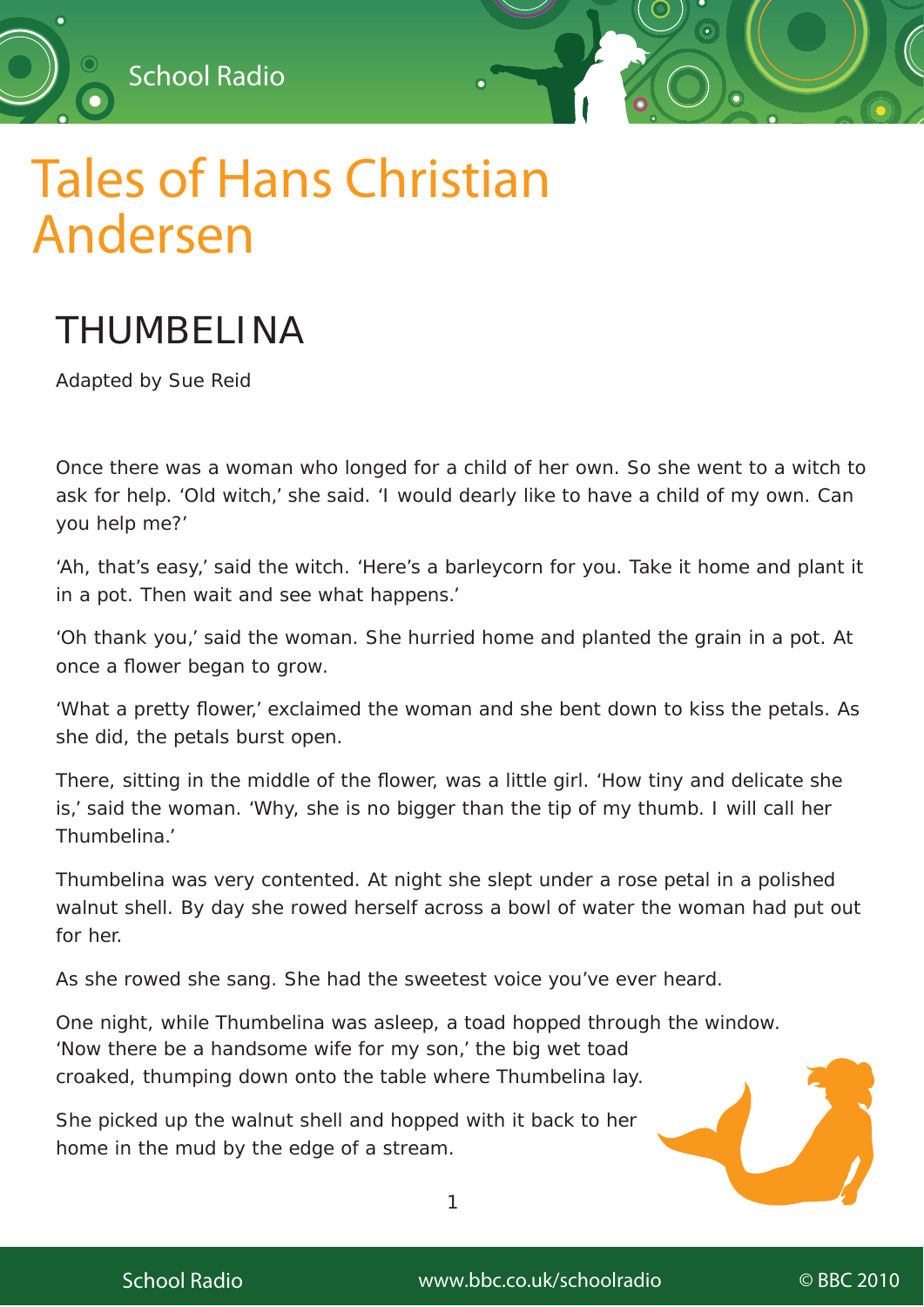# Tales of Hans Christian Andersen

## THUMBELINA

Adapted by Sue Reid

Once there was a woman who longed for a child of her own. So she went to a witch to ask for help. 'Old witch,' she said. 'I would dearly like to have a child of my own. Can you help me?'

'Ah, that's easy,' said the witch. 'Here's a barleycorn for you. Take it home and plant it in a pot. Then wait and see what happens.'

'Oh thank you,' said the woman. She hurried home and planted the grain in a pot. At once a flower began to grow.

'What a pretty flower,' exclaimed the woman and she bent down to kiss the petals. As she did, the petals burst open.

There, sitting in the middle of the flower, was a little girl. 'How tiny and delicate she is,' said the woman. 'Why, she is no bigger than the tip of my thumb. I will call her Thumbelina.'

Thumbelina was very contented. At night she slept under a rose petal in a polished walnut shell. By day she rowed herself across a bowl of water the woman had put out for her.

As she rowed she sang. She had the sweetest voice you've ever heard.

One night, while Thumbelina was asleep, a toad hopped through the window. 'Now there be a handsome wife for my son,' the big wet toad croaked, thumping down onto the table where Thumbelina lay.

She picked up the walnut shell and hopped with it back to her home in the mud by the edge of a stream.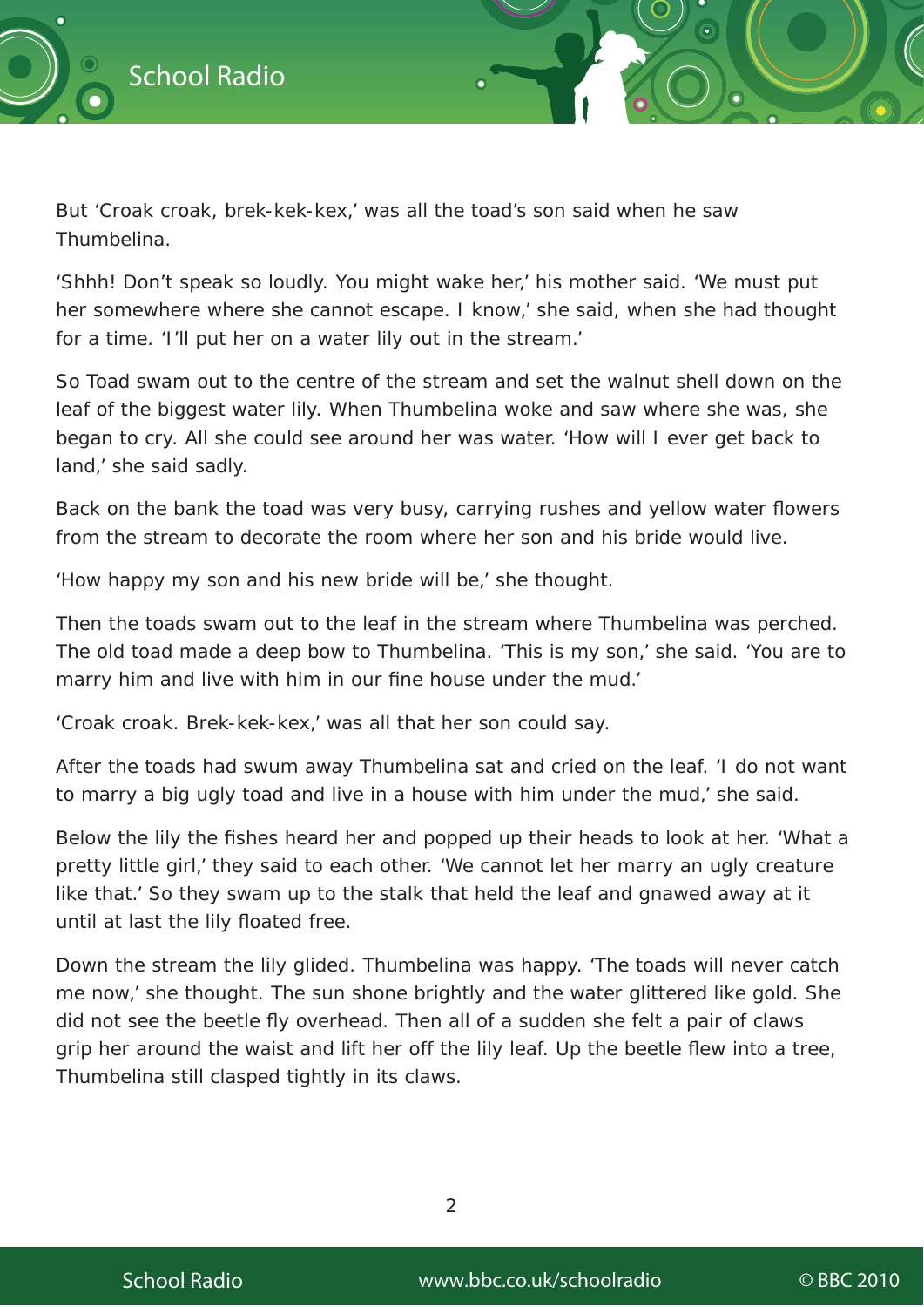But 'Croak croak, brek-kek-kex,' was all the toad's son said when he saw Thumbelina.

'Shhh! Don't speak so loudly. You might wake her,' his mother said. 'We must put her somewhere where she cannot escape. I know,' she said, when she had thought for a time. 'I'll put her on a water lily out in the stream.'

So Toad swam out to the centre of the stream and set the walnut shell down on the leaf of the biggest water lily. When Thumbelina woke and saw where she was, she began to cry. All she could see around her was water. 'How will I ever get back to land,' she said sadly.

Back on the bank the toad was very busy, carrying rushes and yellow water flowers from the stream to decorate the room where her son and his bride would live.

'How happy my son and his new bride will be,' she thought.

Then the toads swam out to the leaf in the stream where Thumbelina was perched. The old toad made a deep bow to Thumbelina. 'This is my son,' she said. 'You are to marry him and live with him in our fine house under the mud.'

'Croak croak. Brek-kek-kex,' was all that her son could say.

After the toads had swum away Thumbelina sat and cried on the leaf. 'I do not want to marry a big ugly toad and live in a house with him under the mud,' she said.

Below the lily the fishes heard her and popped up their heads to look at her. 'What a pretty little girl,' they said to each other. 'We cannot let her marry an ugly creature like that.' So they swam up to the stalk that held the leaf and gnawed away at it until at last the lily floated free.

Down the stream the lily glided. Thumbelina was happy. 'The toads will never catch me now,' she thought. The sun shone brightly and the water glittered like gold. She did not see the beetle fly overhead. Then all of a sudden she felt a pair of claws grip her around the waist and lift her off the lily leaf. Up the beetle flew into a tree, Thumbelina still clasped tightly in its claws.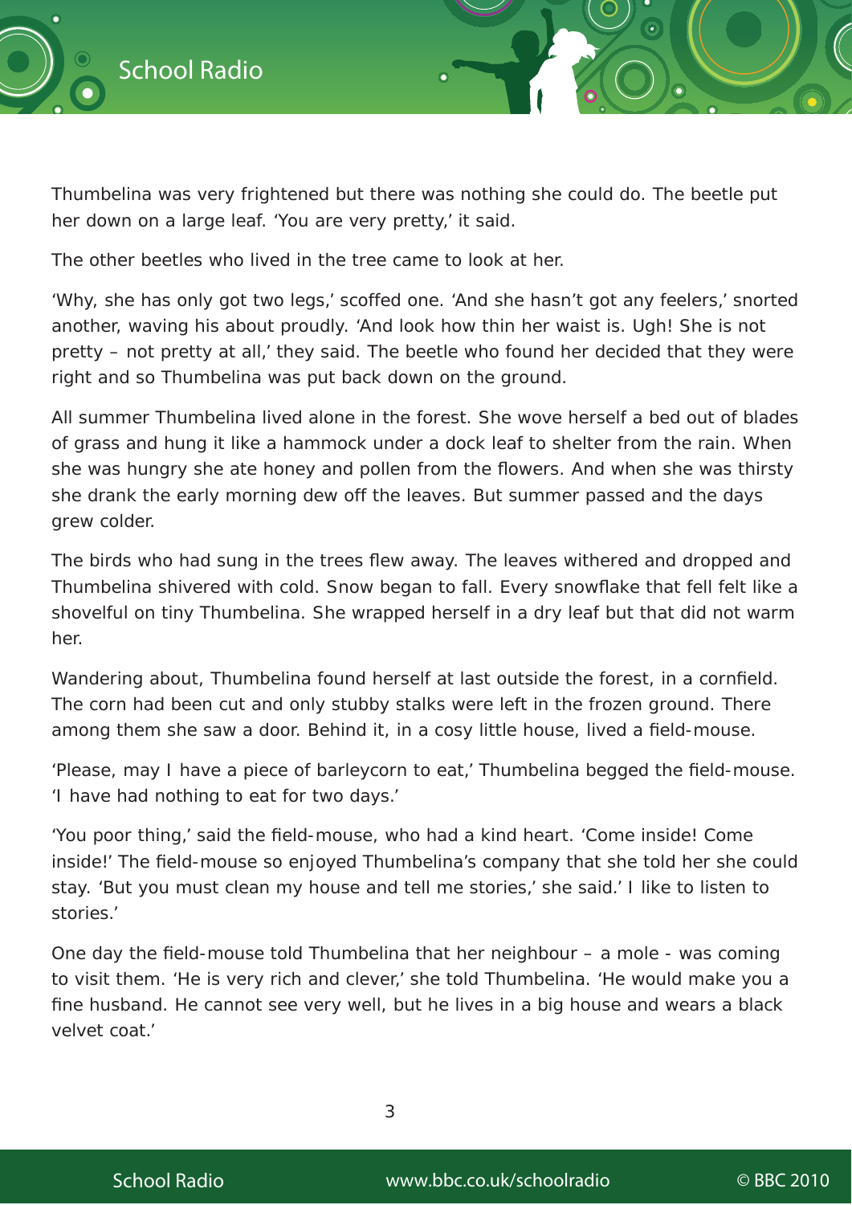Thumbelina was very frightened but there was nothing she could do. The beetle put her down on a large leaf. 'You are very pretty,' it said.

The other beetles who lived in the tree came to look at her.

'Why, she has only got two legs,' scoffed one. 'And she hasn't got any feelers,' snorted another, waving his about proudly. 'And look how thin her waist is. Ugh! She is not pretty – not pretty at all,' they said. The beetle who found her decided that they were right and so Thumbelina was put back down on the ground.

All summer Thumbelina lived alone in the forest. She wove herself a bed out of blades of grass and hung it like a hammock under a dock leaf to shelter from the rain. When she was hungry she ate honey and pollen from the flowers. And when she was thirsty she drank the early morning dew off the leaves. But summer passed and the days grew colder.

The birds who had sung in the trees flew away. The leaves withered and dropped and Thumbelina shivered with cold. Snow began to fall. Every snowflake that fell felt like a shovelful on tiny Thumbelina. She wrapped herself in a dry leaf but that did not warm her.

Wandering about, Thumbelina found herself at last outside the forest, in a cornfield. The corn had been cut and only stubby stalks were left in the frozen ground. There among them she saw a door. Behind it, in a cosy little house, lived a field-mouse.

'Please, may I have a piece of barleycorn to eat,' Thumbelina begged the field-mouse. 'I have had nothing to eat for two days.'

'You poor thing,' said the field-mouse, who had a kind heart. 'Come inside! Come inside!' The field-mouse so enjoyed Thumbelina's company that she told her she could stay. 'But you must clean my house and tell me stories,' she said.' I like to listen to stories.'

One day the field-mouse told Thumbelina that her neighbour – a mole - was coming to visit them. 'He is very rich and clever,' she told Thumbelina. 'He would make you a fine husband. He cannot see very well, but he lives in a big house and wears a black velvet coat.'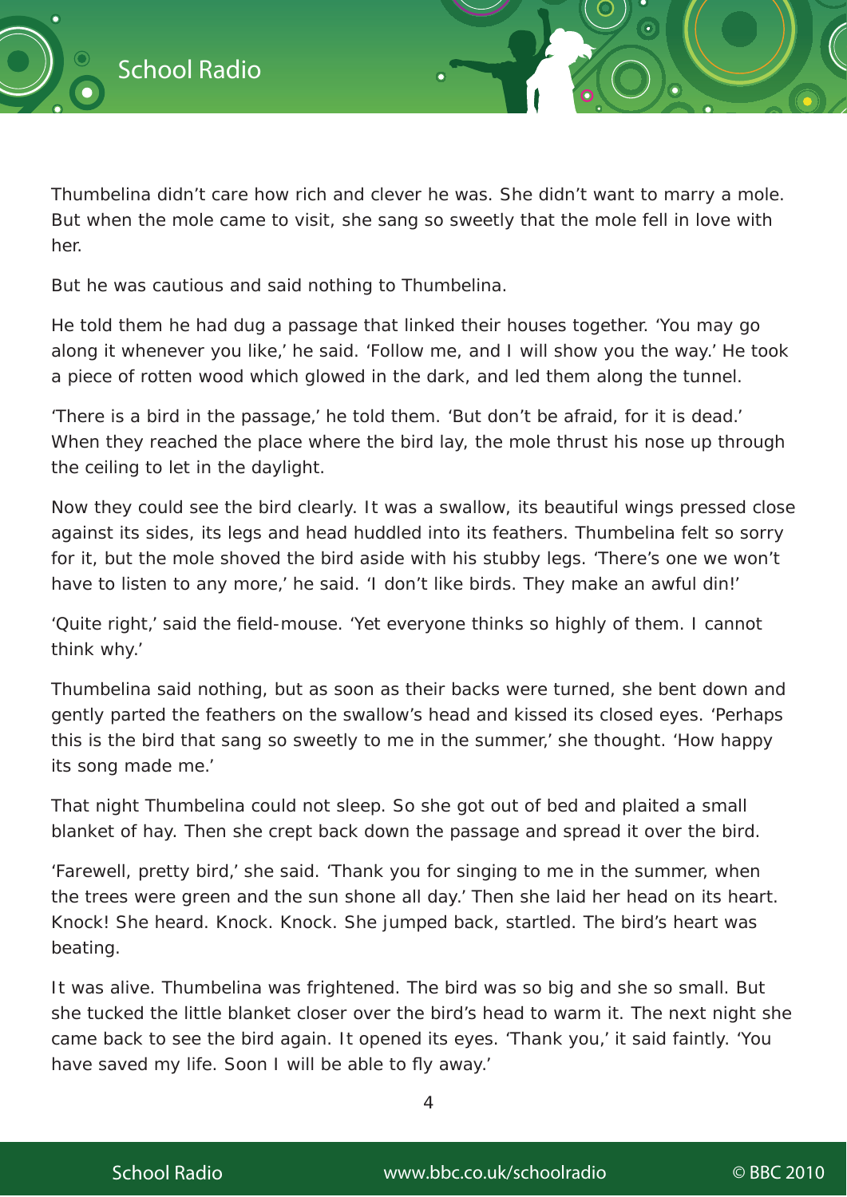Thumbelina didn't care how rich and clever he was. She didn't want to marry a mole. But when the mole came to visit, she sang so sweetly that the mole fell in love with her.

But he was cautious and said nothing to Thumbelina.

He told them he had dug a passage that linked their houses together. 'You may go along it whenever you like,' he said. 'Follow me, and I will show you the way.' He took a piece of rotten wood which glowed in the dark, and led them along the tunnel.

'There is a bird in the passage,' he told them. 'But don't be afraid, for it is dead.' When they reached the place where the bird lay, the mole thrust his nose up through the ceiling to let in the daylight.

Now they could see the bird clearly. It was a swallow, its beautiful wings pressed close against its sides, its legs and head huddled into its feathers. Thumbelina felt so sorry for it, but the mole shoved the bird aside with his stubby legs. 'There's one we won't have to listen to any more,' he said. 'I don't like birds. They make an awful din!'

'Quite right,' said the field-mouse. 'Yet everyone thinks so highly of them. I cannot think why.'

Thumbelina said nothing, but as soon as their backs were turned, she bent down and gently parted the feathers on the swallow's head and kissed its closed eyes. 'Perhaps this is the bird that sang so sweetly to me in the summer,' she thought. 'How happy its song made me.'

That night Thumbelina could not sleep. So she got out of bed and plaited a small blanket of hay. Then she crept back down the passage and spread it over the bird.

'Farewell, pretty bird,' she said. 'Thank you for singing to me in the summer, when the trees were green and the sun shone all day.' Then she laid her head on its heart. Knock! She heard. Knock. Knock. She jumped back, startled. The bird's heart was beating.

It was alive. Thumbelina was frightened. The bird was so big and she so small. But she tucked the little blanket closer over the bird's head to warm it. The next night she came back to see the bird again. It opened its eyes. 'Thank you,' it said faintly. 'You have saved my life. Soon I will be able to fly away.'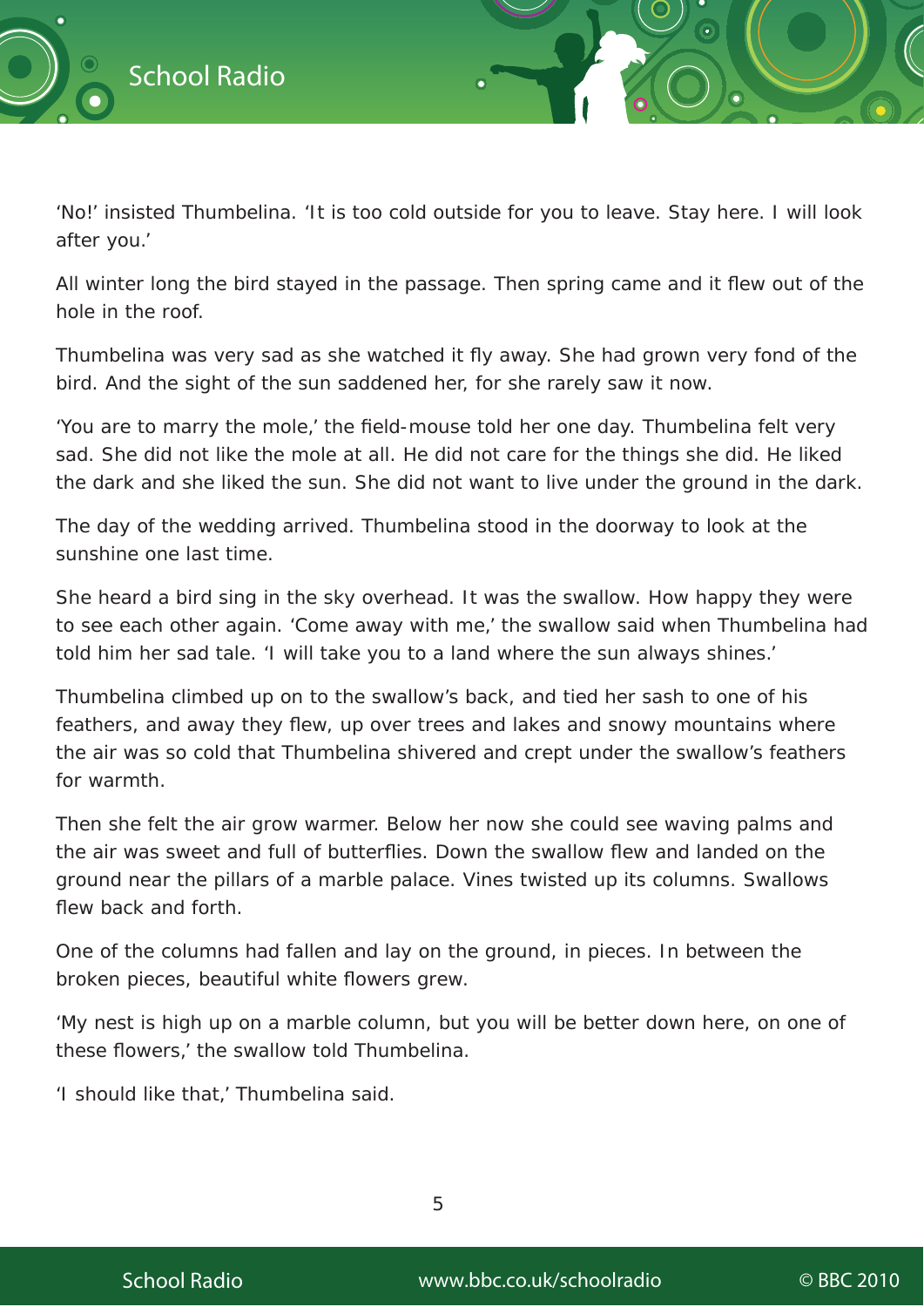'No!' insisted Thumbelina. 'It is too cold outside for you to leave. Stay here. I will look after you.'

All winter long the bird stayed in the passage. Then spring came and it flew out of the hole in the roof.

Thumbelina was very sad as she watched it fly away. She had grown very fond of the bird. And the sight of the sun saddened her, for she rarely saw it now.

'You are to marry the mole,' the field-mouse told her one day. Thumbelina felt very sad. She did not like the mole at all. He did not care for the things she did. He liked the dark and she liked the sun. She did not want to live under the ground in the dark.

The day of the wedding arrived. Thumbelina stood in the doorway to look at the sunshine one last time.

She heard a bird sing in the sky overhead. It was the swallow. How happy they were to see each other again. 'Come away with me,' the swallow said when Thumbelina had told him her sad tale. 'I will take you to a land where the sun always shines.'

Thumbelina climbed up on to the swallow's back, and tied her sash to one of his feathers, and away they flew, up over trees and lakes and snowy mountains where the air was so cold that Thumbelina shivered and crept under the swallow's feathers for warmth.

Then she felt the air grow warmer. Below her now she could see waving palms and the air was sweet and full of butterflies. Down the swallow flew and landed on the ground near the pillars of a marble palace. Vines twisted up its columns. Swallows flew back and forth.

One of the columns had fallen and lay on the ground, in pieces. In between the broken pieces, beautiful white flowers grew.

'My nest is high up on a marble column, but you will be better down here, on one of these flowers,' the swallow told Thumbelina.

'I should like that,' Thumbelina said.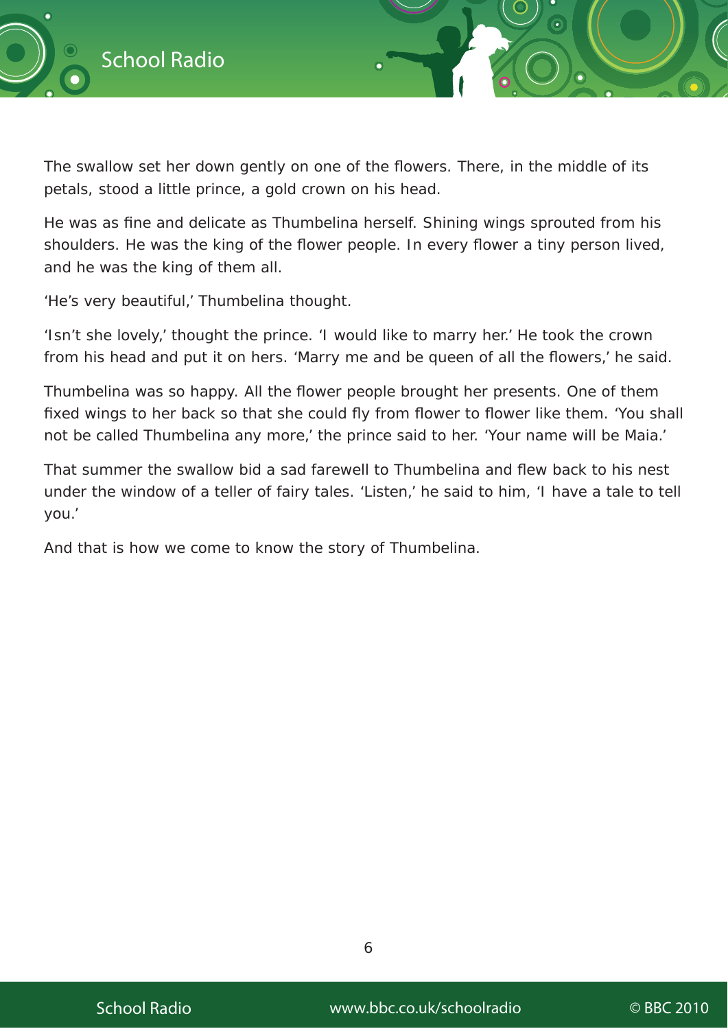The swallow set her down gently on one of the flowers. There, in the middle of its petals, stood a little prince, a gold crown on his head.

He was as fine and delicate as Thumbelina herself. Shining wings sprouted from his shoulders. He was the king of the flower people. In every flower a tiny person lived, and he was the king of them all.

'He's very beautiful,' Thumbelina thought.

'Isn't she lovely,' thought the prince. 'I would like to marry her.' He took the crown from his head and put it on hers. 'Marry me and be queen of all the flowers,' he said.

Thumbelina was so happy. All the flower people brought her presents. One of them fixed wings to her back so that she could fly from flower to flower like them. 'You shall not be called Thumbelina any more,' the prince said to her. 'Your name will be Maia.'

That summer the swallow bid a sad farewell to Thumbelina and flew back to his nest under the window of a teller of fairy tales. 'Listen,' he said to him, 'I have a tale to tell you.'

And that is how we come to know the story of Thumbelina.